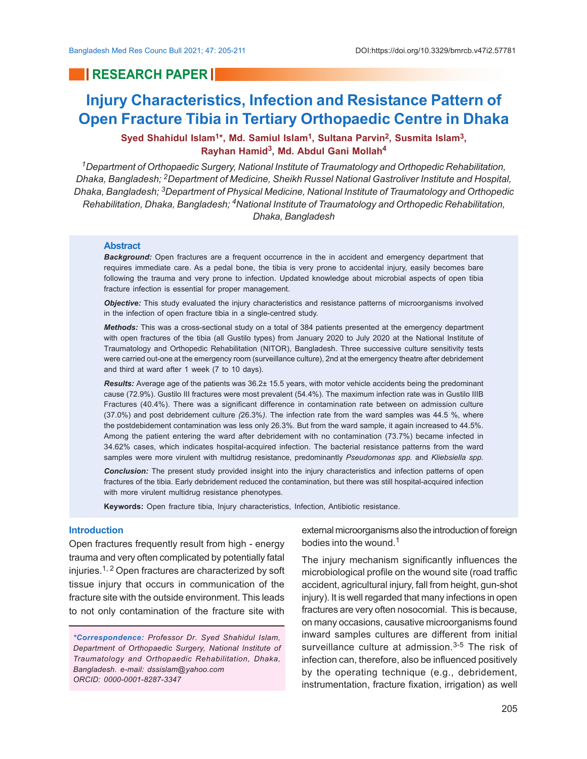RESEARCH PAPER

# Injury Characteristics, Infection and Resistance Pattern of Open Fracture Tibia in Tertiary Orthopaedic Centre in Dhaka

**Syed Shahidul Islam[1]*, Md. Samiul Islam[1], Sultana Parvin[2], Susmita Islam[3], Rayhan Hamid[3], Md. Abdul Gani Mollah[4]**

*[1]Department of Orthopaedic Surgery, National Institute of Traumatology and Orthopedic Rehabilitation, Dhaka, Bangladesh; [2]Department of Medicine, Sheikh Russel National Gastroliver Institute and Hospital, Dhaka, Bangladesh; [3]Department of Physical Medicine, National Institute of Traumatology and Orthopedic Rehabilitation, Dhaka, Bangladesh; [4]National Institute of Traumatology and Orthopedic Rehabilitation, Dhaka, Bangladesh*

## Abstract

***Background:*** Open fractures are a frequent occurrence in the in accident and emergency department that requires immediate care. As a pedal bone, the tibia is very prone to accidental injury, easily becomes bare following the trauma and very prone to infection. Updated knowledge about microbial aspects of open tibia fracture infection is essential for proper management.

***Objective:*** This study evaluated the injury characteristics and resistance patterns of microorganisms involved in the infection of open fracture tibia in a single-centred study.

***Methods:*** This was a cross-sectional study on a total of 384 patients presented at the emergency department with open fractures of the tibia (all Gustilo types) from January 2020 to July 2020 at the National Institute of Traumatology and Orthopedic Rehabilitation (NITOR), Bangladesh. Three successive culture sensitivity tests were carried out-one at the emergency room (surveillance culture), 2nd at the emergency theatre after debridement and third at ward after 1 week (7 to 10 days).

***Results:*** Average age of the patients was 36.2± 15.5 years, with motor vehicle accidents being the predominant cause (72.9%). Gustilo III fractures were most prevalent (54.4%). The maximum infection rate was in Gustilo IIIB Fractures (40.4%). There was a significant difference in contamination rate between on admission culture (37.0%) and post debridement culture *(26.3%)*. The infection rate from the ward samples was 44.5 %, where the postdebidement contamination was less only 26.3%. But from the ward sample, it again increased to 44.5%. Among the patient entering the ward after debridement with no contamination (73.7%) became infected in 34.62% cases, which indicates hospital-acquired infection. The bacterial resistance patterns from the ward samples were more virulent with multidrug resistance, predominantly *Pseudomonas spp.* and *Kliebsiella spp.*

***Conclusion:*** The present study provided insight into the injury characteristics and infection patterns of open fractures of the tibia. Early debridement reduced the contamination, but there was still hospital-acquired infection with more virulent multidrug resistance phenotypes.

**Keywords:** Open fracture tibia, Injury characteristics, Infection, Antibiotic resistance.

## Introduction

Open fractures frequently result from high - energy trauma and very often complicated by potentially fatal injuries.[1, 2] Open fractures are characterized by soft tissue injury that occurs in communication of the fracture site with the outside environment. This leads to not only contamination of the fracture site with external microorganisms also the introduction of foreign bodies into the wound.[1]

The injury mechanism significantly influences the microbiological profile on the wound site (road traffic accident, agricultural injury, fall from height, gun-shot injury). It is well regarded that many infections in open fractures are very often nosocomial. This is because, on many occasions, causative microorganisms found inward samples cultures are different from initial surveillance culture at admission.[3-5] The risk of infection can, therefore, also be influenced positively by the operating technique (e.g., debridement, instrumentation, fracture fixation, irrigation) as well

*\*Correspondence: Professor Dr. Syed Shahidul Islam, Department of Orthopaedic Surgery, National Institute of Traumatology and Orthopaedic Rehabilitation, Dhaka, Bangladesh. e-mail: dssislam@yahoo.com ORCID: 0000-0001-8287-3347*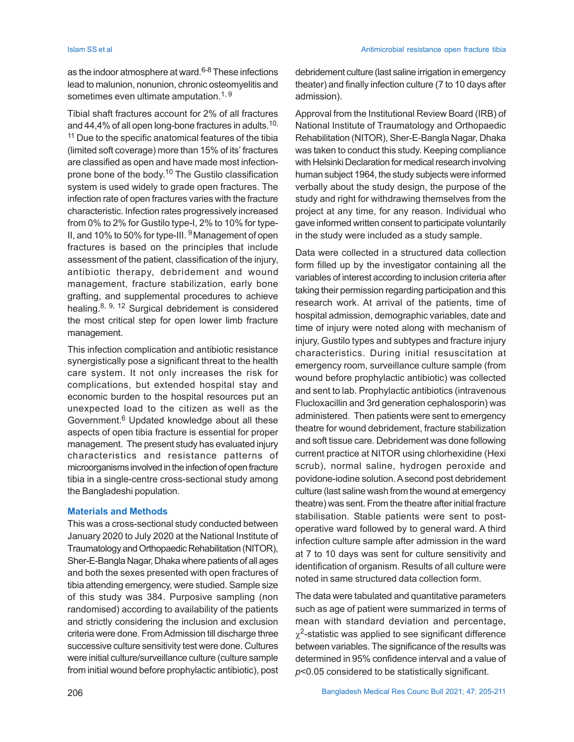as the indoor atmosphere at ward.[6-8] These infections lead to malunion, nonunion, chronic osteomyelitis and sometimes even ultimate amputation.[1, 9]

Tibial shaft fractures account for 2% of all fractures and 44,4% of all open long-bone fractures in adults.[10, 11] Due to the specific anatomical features of the tibia (limited soft coverage) more than 15% of its' fractures are classified as open and have made most infection-prone bone of the body.[10] The Gustilo classification system is used widely to grade open fractures. The infection rate of open fractures varies with the fracture characteristic. Infection rates progressively increased from 0% to 2% for Gustilo type-I, 2% to 10% for type-II, and 10% to 50% for type-III. [9] Management of open fractures is based on the principles that include assessment of the patient, classification of the injury, antibiotic therapy, debridement and wound management, fracture stabilization, early bone grafting, and supplemental procedures to achieve healing.[8, 9, 12] Surgical debridement is considered the most critical step for open lower limb fracture management.

This infection complication and antibiotic resistance synergistically pose a significant threat to the health care system. It not only increases the risk for complications, but extended hospital stay and economic burden to the hospital resources put an unexpected load to the citizen as well as the Government.[6] Updated knowledge about all these aspects of open tibia fracture is essential for proper management. The present study has evaluated injury characteristics and resistance patterns of microorganisms involved in the infection of open fracture tibia in a single-centre cross-sectional study among the Bangladeshi population.

## Materials and Methods

This was a cross-sectional study conducted between January 2020 to July 2020 at the National Institute of Traumatology and Orthopaedic Rehabilitation (NITOR), Sher-E-Bangla Nagar, Dhaka where patients of all ages and both the sexes presented with open fractures of tibia attending emergency, were studied. Sample size of this study was 384. Purposive sampling (non randomised) according to availability of the patients and strictly considering the inclusion and exclusion criteria were done. From Admission till discharge three successive culture sensitivity test were done. Cultures were initial culture/surveillance culture (culture sample from initial wound before prophylactic antibiotic), post debridement culture (last saline irrigation in emergency theater) and finally infection culture (7 to 10 days after admission).

Approval from the Institutional Review Board (IRB) of National Institute of Traumatology and Orthopaedic Rehabilitation (NITOR), Sher-E-Bangla Nagar, Dhaka was taken to conduct this study. Keeping compliance with Helsinki Declaration for medical research involving human subject 1964, the study subjects were informed verbally about the study design, the purpose of the study and right for withdrawing themselves from the project at any time, for any reason. Individual who gave informed written consent to participate voluntarily in the study were included as a study sample.

Data were collected in a structured data collection form filled up by the investigator containing all the variables of interest according to inclusion criteria after taking their permission regarding participation and this research work. At arrival of the patients, time of hospital admission, demographic variables, date and time of injury were noted along with mechanism of injury, Gustilo types and subtypes and fracture injury characteristics. During initial resuscitation at emergency room, surveillance culture sample (from wound before prophylactic antibiotic) was collected and sent to lab. Prophylactic antibiotics (intravenous Flucloxacillin and 3rd generation cephalosporin) was administered. Then patients were sent to emergency theatre for wound debridement, fracture stabilization and soft tissue care. Debridement was done following current practice at NITOR using chlorhexidine (Hexi scrub), normal saline, hydrogen peroxide and povidone-iodine solution. A second post debridement culture (last saline wash from the wound at emergency theatre) was sent. From the theatre after initial fracture stabilisation. Stable patients were sent to post-operative ward followed by to general ward. A third infection culture sample after admission in the ward at 7 to 10 days was sent for culture sensitivity and identification of organism. Results of all culture were noted in same structured data collection form.

The data were tabulated and quantitative parameters such as age of patient were summarized in terms of mean with standard deviation and percentage, $\chi^2$-statistic was applied to see significant difference between variables. The significance of the results was determined in 95% confidence interval and a value of $p<0.05$ considered to be statistically significant.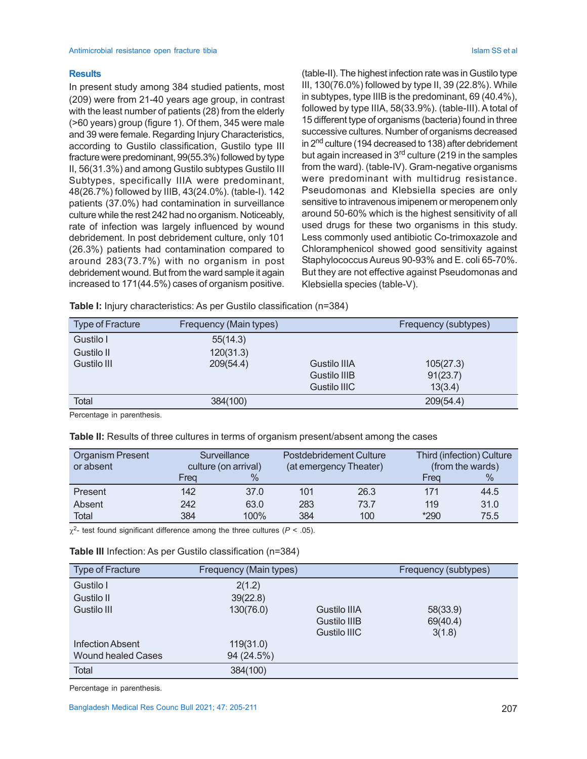## Results

In present study among 384 studied patients, most (209) were from 21-40 years age group, in contrast with the least number of patients (28) from the elderly (>60 years) group (figure 1). Of them, 345 were male and 39 were female. Regarding Injury Characteristics, according to Gustilo classification, Gustilo type III fracture were predominant, 99(55.3%) followed by type II, 56(31.3%) and among Gustilo subtypes Gustilo III Subtypes, specifically IIIA were predominant, 48(26.7%) followed by IIIB, 43(24.0%). (table-I). 142 patients (37.0%) had contamination in surveillance culture while the rest 242 had no organism. Noticeably, rate of infection was largely influenced by wound debridement. In post debridement culture, only 101 (26.3%) patients had contamination compared to around 283(73.7%) with no organism in post debridement wound. But from the ward sample it again increased to 171(44.5%) cases of organism positive. (table-II). The highest infection rate was in Gustilo type III, 130(76.0%) followed by type II, 39 (22.8%). While in subtypes, type IIIB is the predominant, 69 (40.4%), followed by type IIIA, 58(33.9%). (table-III). A total of 15 different type of organisms (bacteria) found in three successive cultures. Number of organisms decreased in 2nd culture (194 decreased to 138) after debridement but again increased in 3rd culture (219 in the samples from the ward). (table-IV). Gram-negative organisms were predominant with multidrug resistance. Pseudomonas and Klebsiella species are only sensitive to intravenous imipenem or meropenem only around 50-60% which is the highest sensitivity of all used drugs for these two organisms in this study. Less commonly used antibiotic Co-trimoxazole and Chloramphenicol showed good sensitivity against Staphylococcus Aureus 90-93% and E. coli 65-70%. But they are not effective against Pseudomonas and Klebsiella species (table-V).

**Table I:** Injury characteristics: As per Gustilo classification (n=384)

| Type of Fracture | Frequency (Main types) | | Frequency (subtypes) |
|---|---|---|---|
| Gustilo I | 55(14.3) | | |
| Gustilo II | 120(31.3) | | |
| Gustilo III | 209(54.4) | Gustilo IIIA | 105(27.3) |
| | | Gustilo IIIB | 91(23.7) |
| | | Gustilo IIIC | 13(3.4) |
| Total | 384(100) | | 209(54.4) |

Percentage in parenthesis.

**Table II:** Results of three cultures in terms of organism present/absent among the cases

| Organism Present or absent | Surveillance culture (on arrival) | | Postdebridement Culture (at emergency Theater) | | Third (infection) Culture (from the wards) | |
|---|---|---|---|---|---|---|
| | Freq | % | | | Freq | % |
| Present | 142 | 37.0 | 101 | 26.3 | 171 | 44.5 |
| Absent | 242 | 63.0 | 283 | 73.7 | 119 | 31.0 |
| Total | 384 | 100% | 384 | 100 | *290 | 75.5 |

$\chi^2$- test found significant difference among the three cultures ($P < .05$).

**Table III** Infection: As per Gustilo classification (n=384)

| Type of Fracture | Frequency (Main types) | | Frequency (subtypes) |
|---|---|---|---|
| Gustilo I | 2(1.2) | | |
| Gustilo II | 39(22.8) | | |
| Gustilo III | 130(76.0) | Gustilo IIIA | 58(33.9) |
| | | Gustilo IIIB | 69(40.4) |
| | | Gustilo IIIC | 3(1.8) |
| Infection Absent | 119(31.0) | | |
| Wound healed Cases | 94 (24.5%) | | |
| Total | 384(100) | | |

Percentage in parenthesis.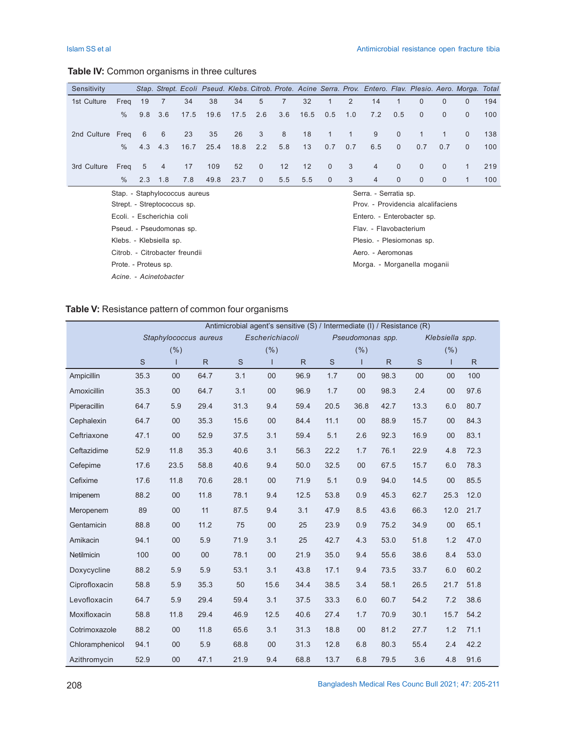**Table IV:** Common organisms in three cultures

| Sensitivity | | *Stap.* | *Strept.* | *Ecoli* | *Pseud.* | *Klebs.* | *Citrob.* | *Prote.* | *Acine* | *Serra.* | *Prov.* | *Entero.* | *Flav.* | *Plesio.* | *Aero.* | *Morga.* | *Total* |
|---|---|---|---|---|---|---|---|---|---|---|---|---|---|---|---|---|---|
| 1st Culture | Freq | 19 | 7 | 34 | 38 | 34 | 5 | 7 | 32 | 1 | 2 | 14 | 1 | 0 | 0 | 0 | 194 |
| | % | 9.8 | 3.6 | 17.5 | 19.6 | 17.5 | 2.6 | 3.6 | 16.5 | 0.5 | 1.0 | 7.2 | 0.5 | 0 | 0 | 0 | 100 |
| 2nd Culture | Freq | 6 | 6 | 23 | 35 | 26 | 3 | 8 | 18 | 1 | 1 | 9 | 0 | 1 | 1 | 0 | 138 |
| | % | 4.3 | 4.3 | 16.7 | 25.4 | 18.8 | 2.2 | 5.8 | 13 | 0.7 | 0.7 | 6.5 | 0 | 0.7 | 0.7 | 0 | 100 |
| 3rd Culture | Freq | 5 | 4 | 17 | 109 | 52 | 0 | 12 | 12 | 0 | 3 | 4 | 0 | 0 | 0 | 1 | 219 |
| | % | 2.3 | 1.8 | 7.8 | 49.8 | 23.7 | 0 | 5.5 | 5.5 | 0 | 3 | 4 | 0 | 0 | 0 | 1 | 100 |

Stap. - Staphylococcus aureus
Strept. - Streptococcus sp.
Ecoli. - Escherichia coli
Pseud. - Pseudomonas sp.
Klebs. - Klebsiella sp.
Citrob. - Citrobacter freundii
Prote. - Proteus sp.
*Acine. - Acinetobacter*
Serra. - Serratia sp.
Prov. - Providencia alcalifaciens
Entero. - Enterobacter sp.
Flav. - Flavobacterium
Plesio. - Plesiomonas sp.
Aero. - Aeromonas
Morga. - Morganella moganii

**Table V:** Resistance pattern of common four organisms

| | Antimicrobial agent's sensitive (S) / Intermediate (I) / Resistance (R) | | | | | | | | | | | |
|---|---|---|---|---|---|---|---|---|---|---|---|---|
| | *Staphylococcus aureus* (%) | | | *Escherichiacoli* (%) | | | *Pseudomonas spp.* (%) | | | *Klebsiella spp.* (%) | | |
| | S | I | R | S | I | R | S | I | R | S | I | R |
| Ampicillin | 35.3 | 00 | 64.7 | 3.1 | 00 | 96.9 | 1.7 | 00 | 98.3 | 00 | 00 | 100 |
| Amoxicillin | 35.3 | 00 | 64.7 | 3.1 | 00 | 96.9 | 1.7 | 00 | 98.3 | 2.4 | 00 | 97.6 |
| Piperacillin | 64.7 | 5.9 | 29.4 | 31.3 | 9.4 | 59.4 | 20.5 | 36.8 | 42.7 | 13.3 | 6.0 | 80.7 |
| Cephalexin | 64.7 | 00 | 35.3 | 15.6 | 00 | 84.4 | 11.1 | 00 | 88.9 | 15.7 | 00 | 84.3 |
| Ceftriaxone | 47.1 | 00 | 52.9 | 37.5 | 3.1 | 59.4 | 5.1 | 2.6 | 92.3 | 16.9 | 00 | 83.1 |
| Ceftazidime | 52.9 | 11.8 | 35.3 | 40.6 | 3.1 | 56.3 | 22.2 | 1.7 | 76.1 | 22.9 | 4.8 | 72.3 |
| Cefepime | 17.6 | 23.5 | 58.8 | 40.6 | 9.4 | 50.0 | 32.5 | 00 | 67.5 | 15.7 | 6.0 | 78.3 |
| Cefixime | 17.6 | 11.8 | 70.6 | 28.1 | 00 | 71.9 | 5.1 | 0.9 | 94.0 | 14.5 | 00 | 85.5 |
| Imipenem | 88.2 | 00 | 11.8 | 78.1 | 9.4 | 12.5 | 53.8 | 0.9 | 45.3 | 62.7 | 25.3 | 12.0 |
| Meropenem | 89 | 00 | 11 | 87.5 | 9.4 | 3.1 | 47.9 | 8.5 | 43.6 | 66.3 | 12.0 | 21.7 |
| Gentamicin | 88.8 | 00 | 11.2 | 75 | 00 | 25 | 23.9 | 0.9 | 75.2 | 34.9 | 00 | 65.1 |
| Amikacin | 94.1 | 00 | 5.9 | 71.9 | 3.1 | 25 | 42.7 | 4.3 | 53.0 | 51.8 | 1.2 | 47.0 |
| Netilmicin | 100 | 00 | 00 | 78.1 | 00 | 21.9 | 35.0 | 9.4 | 55.6 | 38.6 | 8.4 | 53.0 |
| Doxycycline | 88.2 | 5.9 | 5.9 | 53.1 | 3.1 | 43.8 | 17.1 | 9.4 | 73.5 | 33.7 | 6.0 | 60.2 |
| Ciprofloxacin | 58.8 | 5.9 | 35.3 | 50 | 15.6 | 34.4 | 38.5 | 3.4 | 58.1 | 26.5 | 21.7 | 51.8 |
| Levofloxacin | 64.7 | 5.9 | 29.4 | 59.4 | 3.1 | 37.5 | 33.3 | 6.0 | 60.7 | 54.2 | 7.2 | 38.6 |
| Moxifloxacin | 58.8 | 11.8 | 29.4 | 46.9 | 12.5 | 40.6 | 27.4 | 1.7 | 70.9 | 30.1 | 15.7 | 54.2 |
| Cotrimoxazole | 88.2 | 00 | 11.8 | 65.6 | 3.1 | 31.3 | 18.8 | 00 | 81.2 | 27.7 | 1.2 | 71.1 |
| Chloramphenicol | 94.1 | 00 | 5.9 | 68.8 | 00 | 31.3 | 12.8 | 6.8 | 80.3 | 55.4 | 2.4 | 42.2 |
| Azithromycin | 52.9 | 00 | 47.1 | 21.9 | 9.4 | 68.8 | 13.7 | 6.8 | 79.5 | 3.6 | 4.8 | 91.6 |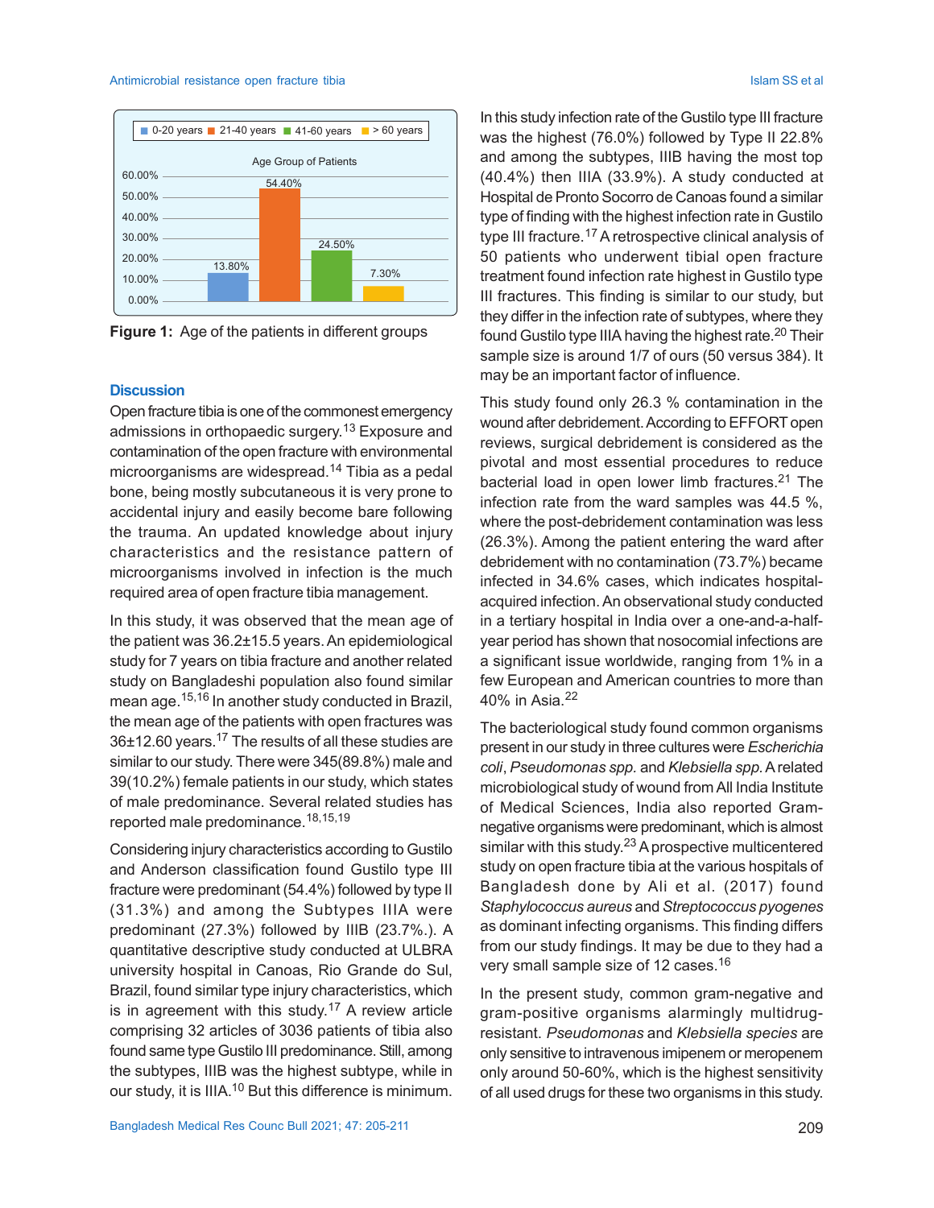Figure 1: Age of the patients in different groups

## Discussion

Open fracture tibia is one of the commonest emergency admissions in orthopaedic surgery.[13] Exposure and contamination of the open fracture with environmental microorganisms are widespread.[14] Tibia as a pedal bone, being mostly subcutaneous it is very prone to accidental injury and easily become bare following the trauma. An updated knowledge about injury characteristics and the resistance pattern of microorganisms involved in infection is the much required area of open fracture tibia management.

In this study, it was observed that the mean age of the patient was 36.2±15.5 years. An epidemiological study for 7 years on tibia fracture and another related study on Bangladeshi population also found similar mean age.[15,16] In another study conducted in Brazil, the mean age of the patients with open fractures was 36±12.60 years.[17] The results of all these studies are similar to our study. There were 345(89.8%) male and 39(10.2%) female patients in our study, which states of male predominance. Several related studies has reported male predominance.[18,15,19]

Considering injury characteristics according to Gustilo and Anderson classification found Gustilo type III fracture were predominant (54.4%) followed by type II (31.3%) and among the Subtypes IIIA were predominant (27.3%) followed by IIIB (23.7%.). A quantitative descriptive study conducted at ULBRA university hospital in Canoas, Rio Grande do Sul, Brazil, found similar type injury characteristics, which is in agreement with this study.[17] A review article comprising 32 articles of 3036 patients of tibia also found same type Gustilo III predominance. Still, among the subtypes, IIIB was the highest subtype, while in our study, it is IIIA.[10] But this difference is minimum.

In this study infection rate of the Gustilo type III fracture was the highest (76.0%) followed by Type II 22.8% and among the subtypes, IIIB having the most top (40.4%) then IIIA (33.9%). A study conducted at Hospital de Pronto Socorro de Canoas found a similar type of finding with the highest infection rate in Gustilo type III fracture.[17] A retrospective clinical analysis of 50 patients who underwent tibial open fracture treatment found infection rate highest in Gustilo type III fractures. This finding is similar to our study, but they differ in the infection rate of subtypes, where they found Gustilo type IIIA having the highest rate.[20] Their sample size is around 1/7 of ours (50 versus 384). It may be an important factor of influence.

This study found only 26.3 % contamination in the wound after debridement. According to EFFORT open reviews, surgical debridement is considered as the pivotal and most essential procedures to reduce bacterial load in open lower limb fractures.[21] The infection rate from the ward samples was 44.5 %, where the post-debridement contamination was less (26.3%). Among the patient entering the ward after debridement with no contamination (73.7%) became infected in 34.6% cases, which indicates hospital-acquired infection. An observational study conducted in a tertiary hospital in India over a one-and-a-half-year period has shown that nosocomial infections are a significant issue worldwide, ranging from 1% in a few European and American countries to more than 40% in Asia.[22]

The bacteriological study found common organisms present in our study in three cultures were *Escherichia coli*, *Pseudomonas spp.* and *Klebsiella spp.* A related microbiological study of wound from All India Institute of Medical Sciences, India also reported Gram-negative organisms were predominant, which is almost similar with this study.[23] A prospective multicentered study on open fracture tibia at the various hospitals of Bangladesh done by Ali et al. (2017) found *Staphylococcus aureus* and *Streptococcus pyogenes* as dominant infecting organisms. This finding differs from our study findings. It may be due to they had a very small sample size of 12 cases.[16]

In the present study, common gram-negative and gram-positive organisms alarmingly multidrug-resistant. *Pseudomonas* and *Klebsiella species* are only sensitive to intravenous imipenem or meropenem only around 50-60%, which is the highest sensitivity of all used drugs for these two organisms in this study.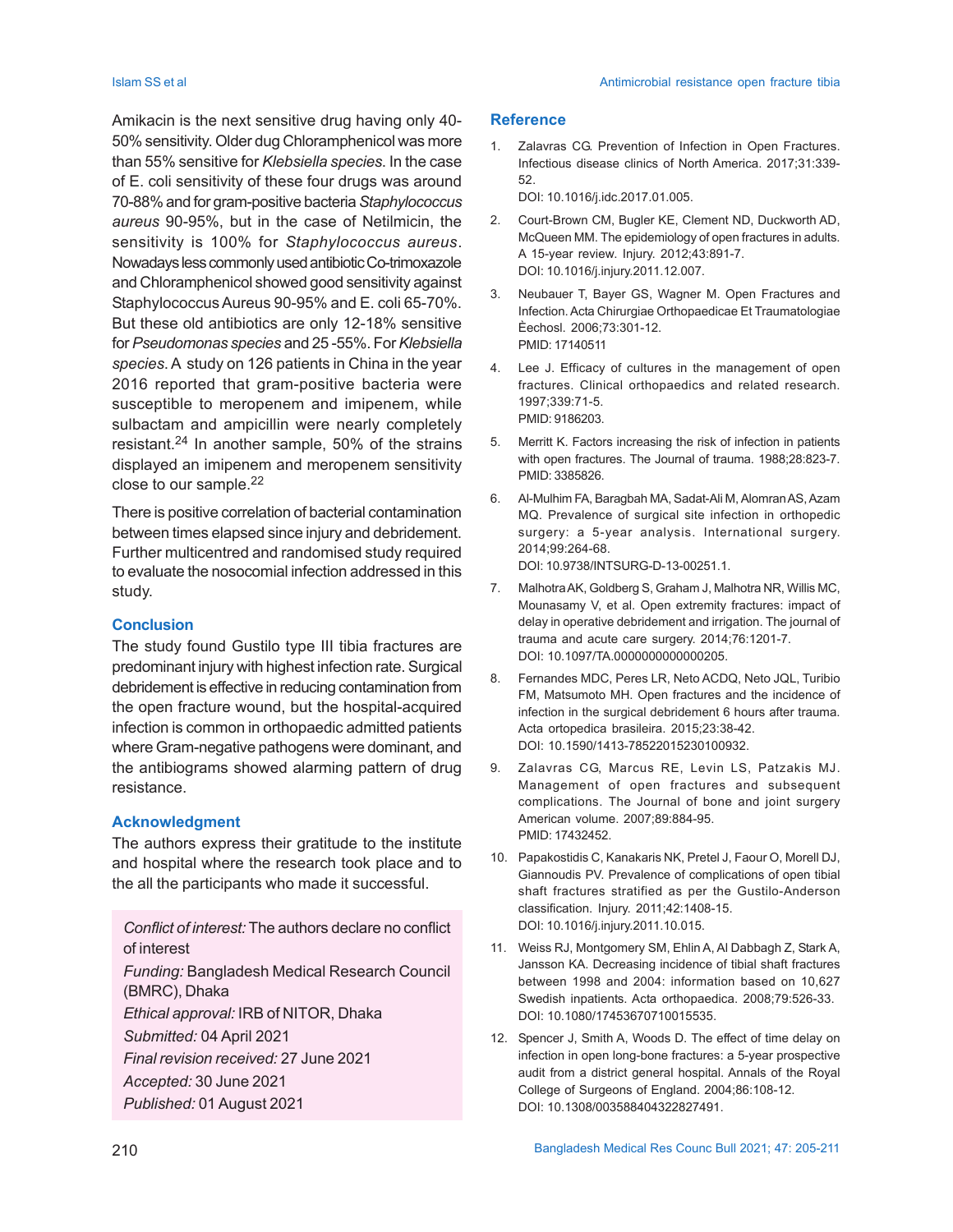Amikacin is the next sensitive drug having only 40-50% sensitivity. Older dug Chloramphenicol was more than 55% sensitive for *Klebsiella species*. In the case of E. coli sensitivity of these four drugs was around 70-88% and for gram-positive bacteria *Staphylococcus aureus* 90-95%, but in the case of Netilmicin, the sensitivity is 100% for *Staphylococcus aureus*. Nowadays less commonly used antibiotic Co-trimoxazole and Chloramphenicol showed good sensitivity against Staphylococcus Aureus 90-95% and E. coli 65-70%. But these old antibiotics are only 12-18% sensitive for *Pseudomonas species* and 25 -55%. For *Klebsiella species*. A study on 126 patients in China in the year 2016 reported that gram-positive bacteria were susceptible to meropenem and imipenem, while sulbactam and ampicillin were nearly completely resistant.[24] In another sample, 50% of the strains displayed an imipenem and meropenem sensitivity close to our sample.[22]

There is positive correlation of bacterial contamination between times elapsed since injury and debridement. Further multicentred and randomised study required to evaluate the nosocomial infection addressed in this study.

## Conclusion

The study found Gustilo type III tibia fractures are predominant injury with highest infection rate. Surgical debridement is effective in reducing contamination from the open fracture wound, but the hospital-acquired infection is common in orthopaedic admitted patients where Gram-negative pathogens were dominant, and the antibiograms showed alarming pattern of drug resistance.

## Acknowledgment

The authors express their gratitude to the institute and hospital where the research took place and to the all the participants who made it successful.

*Conflict of interest:* The authors declare no conflict of interest
*Funding:* Bangladesh Medical Research Council (BMRC), Dhaka
*Ethical approval:* IRB of NITOR, Dhaka
*Submitted:* 04 April 2021
*Final revision received:* 27 June 2021
*Accepted:* 30 June 2021
*Published:* 01 August 2021

## Reference

1. Zalavras CG. Prevention of Infection in Open Fractures. Infectious disease clinics of North America. 2017;31:339-52.
   DOI: 10.1016/j.idc.2017.01.005.
2. Court-Brown CM, Bugler KE, Clement ND, Duckworth AD, McQueen MM. The epidemiology of open fractures in adults. A 15-year review. Injury. 2012;43:891-7.
   DOI: 10.1016/j.injury.2011.12.007.
3. Neubauer T, Bayer GS, Wagner M. Open Fractures and Infection. Acta Chirurgiae Orthopaedicae Et Traumatologiae Èechosl. 2006;73:301-12.
   PMID: 17140511
4. Lee J. Efficacy of cultures in the management of open fractures. Clinical orthopaedics and related research. 1997;339:71-5.
   PMID: 9186203.
5. Merritt K. Factors increasing the risk of infection in patients with open fractures. The Journal of trauma. 1988;28:823-7.
   PMID: 3385826.
6. Al-Mulhim FA, Baragbah MA, Sadat-Ali M, Alomran AS, Azam MQ. Prevalence of surgical site infection in orthopedic surgery: a 5-year analysis. International surgery. 2014;99:264-68.
   DOI: 10.9738/INTSURG-D-13-00251.1.
7. Malhotra AK, Goldberg S, Graham J, Malhotra NR, Willis MC, Mounasamy V, et al. Open extremity fractures: impact of delay in operative debridement and irrigation. The journal of trauma and acute care surgery. 2014;76:1201-7.
   DOI: 10.1097/TA.0000000000000205.
8. Fernandes MDC, Peres LR, Neto ACDQ, Neto JQL, Turibio FM, Matsumoto MH. Open fractures and the incidence of infection in the surgical debridement 6 hours after trauma. Acta ortopedica brasileira. 2015;23:38-42.
   DOI: 10.1590/1413-78522015230100932.
9. Zalavras CG, Marcus RE, Levin LS, Patzakis MJ. Management of open fractures and subsequent complications. The Journal of bone and joint surgery American volume. 2007;89:884-95.
   PMID: 17432452.
10. Papakostidis C, Kanakaris NK, Pretel J, Faour O, Morell DJ, Giannoudis PV. Prevalence of complications of open tibial shaft fractures stratified as per the Gustilo-Anderson classification. Injury. 2011;42:1408-15.
    DOI: 10.1016/j.injury.2011.10.015.
11. Weiss RJ, Montgomery SM, Ehlin A, Al Dabbagh Z, Stark A, Jansson KA. Decreasing incidence of tibial shaft fractures between 1998 and 2004: information based on 10,627 Swedish inpatients. Acta orthopaedica. 2008;79:526-33.
    DOI: 10.1080/17453670710015535.
12. Spencer J, Smith A, Woods D. The effect of time delay on infection in open long-bone fractures: a 5-year prospective audit from a district general hospital. Annals of the Royal College of Surgeons of England. 2004;86:108-12.
    DOI: 10.1308/003588404322827491.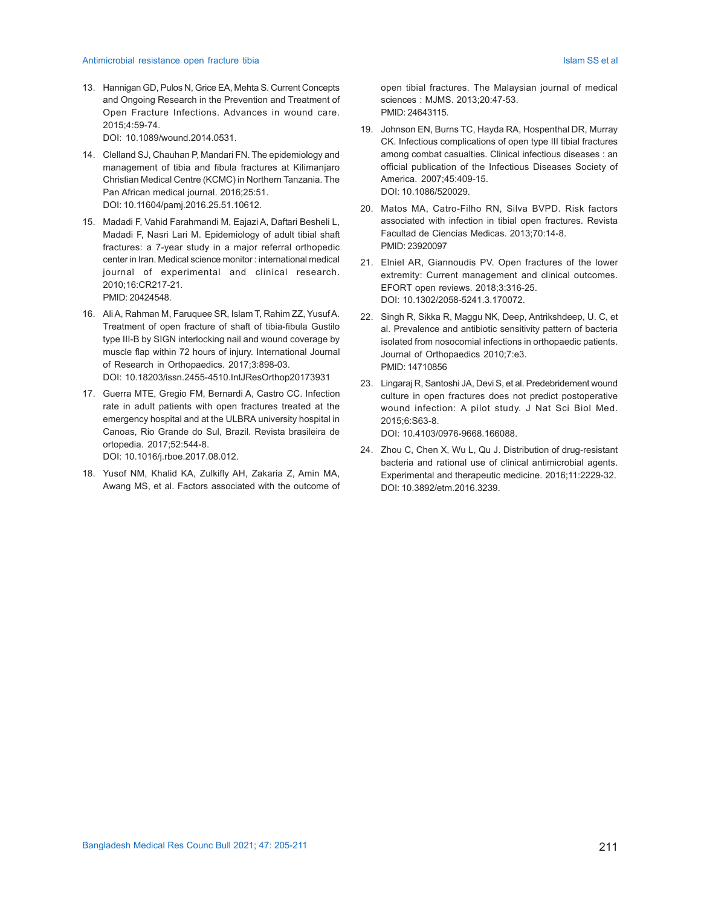13. Hannigan GD, Pulos N, Grice EA, Mehta S. Current Concepts and Ongoing Research in the Prevention and Treatment of Open Fracture Infections. Advances in wound care. 2015;4:59-74.
    DOI: 10.1089/wound.2014.0531.
14. Clelland SJ, Chauhan P, Mandari FN. The epidemiology and management of tibia and fibula fractures at Kilimanjaro Christian Medical Centre (KCMC) in Northern Tanzania. The Pan African medical journal. 2016;25:51.
    DOI: 10.11604/pamj.2016.25.51.10612.
15. Madadi F, Vahid Farahmandi M, Eajazi A, Daftari Besheli L, Madadi F, Nasri Lari M. Epidemiology of adult tibial shaft fractures: a 7-year study in a major referral orthopedic center in Iran. Medical science monitor : international medical journal of experimental and clinical research. 2010;16:CR217-21.
    PMID: 20424548.
16. Ali A, Rahman M, Faruquee SR, Islam T, Rahim ZZ, Yusuf A. Treatment of open fracture of shaft of tibia-fibula Gustilo type III-B by SIGN interlocking nail and wound coverage by muscle flap within 72 hours of injury. International Journal of Research in Orthopaedics. 2017;3:898-03.
    DOI: 10.18203/issn.2455-4510.IntJResOrthop20173931
17. Guerra MTE, Gregio FM, Bernardi A, Castro CC. Infection rate in adult patients with open fractures treated at the emergency hospital and at the ULBRA university hospital in Canoas, Rio Grande do Sul, Brazil. Revista brasileira de ortopedia. 2017;52:544-8.
    DOI: 10.1016/j.rboe.2017.08.012.
18. Yusof NM, Khalid KA, Zulkifly AH, Zakaria Z, Amin MA, Awang MS, et al. Factors associated with the outcome of open tibial fractures. The Malaysian journal of medical sciences : MJMS. 2013;20:47-53.
    PMID: 24643115.
19. Johnson EN, Burns TC, Hayda RA, Hospenthal DR, Murray CK. Infectious complications of open type III tibial fractures among combat casualties. Clinical infectious diseases : an official publication of the Infectious Diseases Society of America. 2007;45:409-15.
    DOI: 10.1086/520029.
20. Matos MA, Catro-Filho RN, Silva BVPD. Risk factors associated with infection in tibial open fractures. Revista Facultad de Ciencias Medicas. 2013;70:14-8.
    PMID: 23920097
21. Elniel AR, Giannoudis PV. Open fractures of the lower extremity: Current management and clinical outcomes. EFORT open reviews. 2018;3:316-25.
    DOI: 10.1302/2058-5241.3.170072.
22. Singh R, Sikka R, Maggu NK, Deep, Antrikshdeep, U. C, et al. Prevalence and antibiotic sensitivity pattern of bacteria isolated from nosocomial infections in orthopaedic patients. Journal of Orthopaedics 2010;7:e3.
    PMID: 14710856
23. Lingaraj R, Santoshi JA, Devi S, et al. Predebridement wound culture in open fractures does not predict postoperative wound infection: A pilot study. J Nat Sci Biol Med. 2015;6:S63-8.
    DOI: 10.4103/0976-9668.166088.
24. Zhou C, Chen X, Wu L, Qu J. Distribution of drug-resistant bacteria and rational use of clinical antimicrobial agents. Experimental and therapeutic medicine. 2016;11:2229-32.
    DOI: 10.3892/etm.2016.3239.